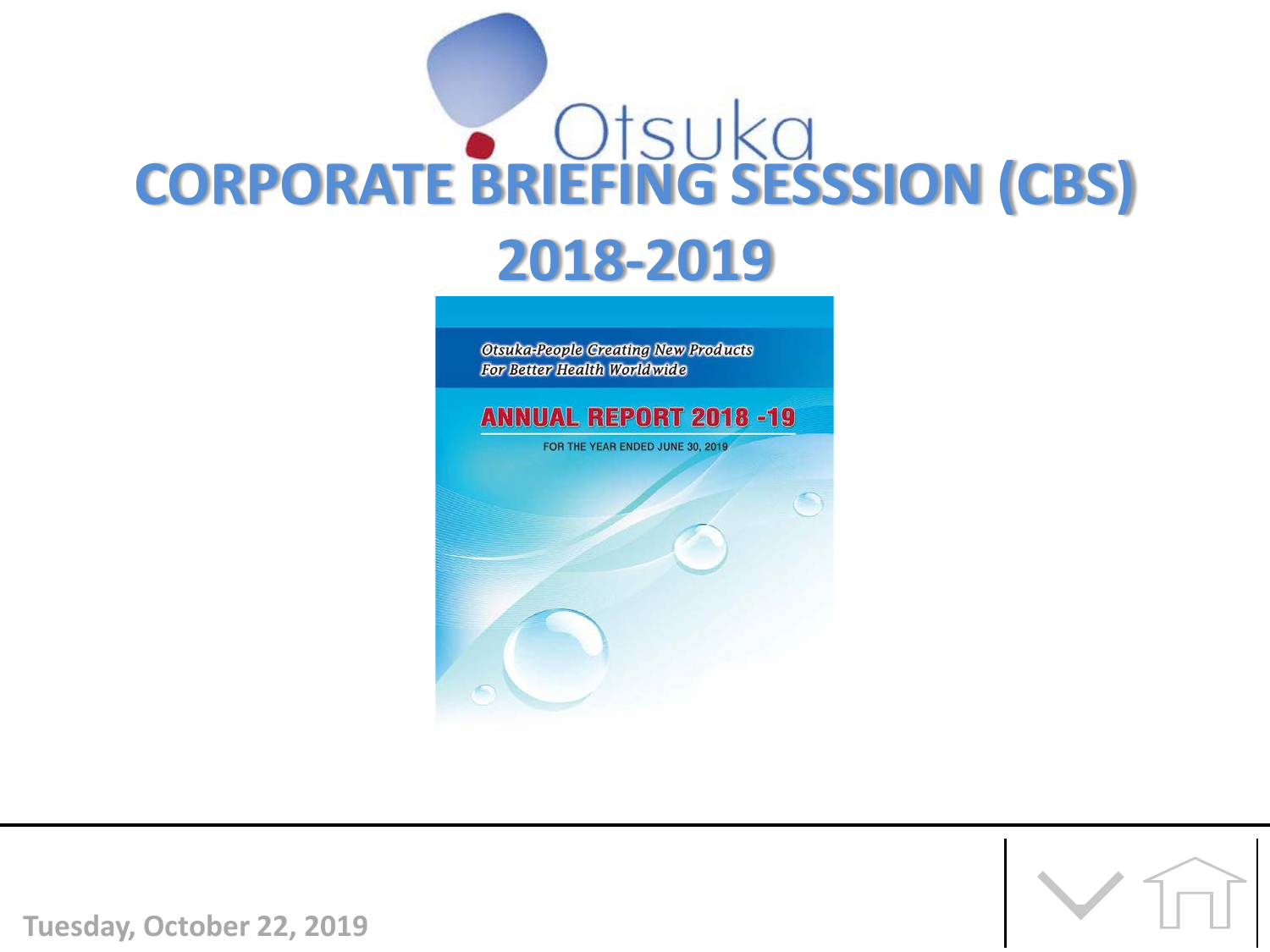Otsuka

# CORPORATE BRIEFING SESSSION (CBS) 2018-2019

*Otsuka-People Creating New Products For Better Health Worldwide*

**ANNUAL REPORT 2018 -19**

FOR THE YEAR ENDED JUNE 30, 2019

Tuesday, October 22, 2019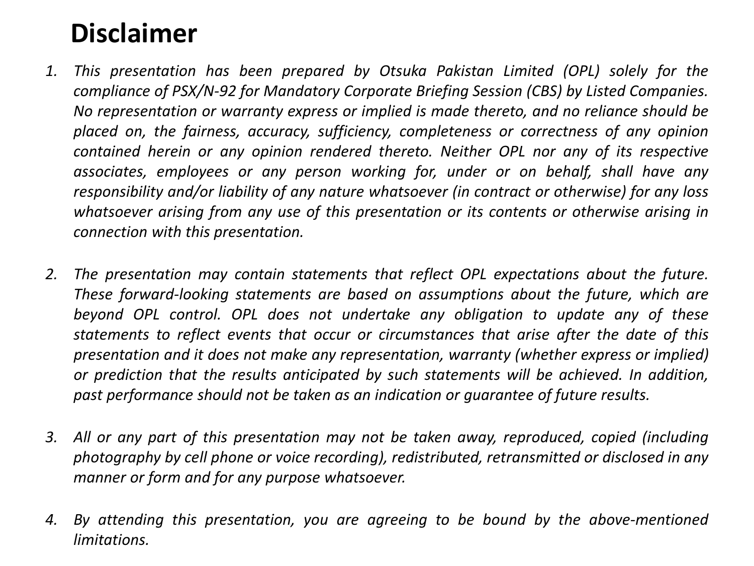# Disclaimer

1. *This presentation has been prepared by Otsuka Pakistan Limited (OPL) solely for the compliance of PSX/N-92 for Mandatory Corporate Briefing Session (CBS) by Listed Companies. No representation or warranty express or implied is made thereto, and no reliance should be placed on, the fairness, accuracy, sufficiency, completeness or correctness of any opinion contained herein or any opinion rendered thereto. Neither OPL nor any of its respective associates, employees or any person working for, under or on behalf, shall have any responsibility and/or liability of any nature whatsoever (in contract or otherwise) for any loss whatsoever arising from any use of this presentation or its contents or otherwise arising in connection with this presentation.*

2. *The presentation may contain statements that reflect OPL expectations about the future. These forward-looking statements are based on assumptions about the future, which are beyond OPL control. OPL does not undertake any obligation to update any of these statements to reflect events that occur or circumstances that arise after the date of this presentation and it does not make any representation, warranty (whether express or implied) or prediction that the results anticipated by such statements will be achieved. In addition, past performance should not be taken as an indication or guarantee of future results.*

3. *All or any part of this presentation may not be taken away, reproduced, copied (including photography by cell phone or voice recording), redistributed, retransmitted or disclosed in any manner or form and for any purpose whatsoever.*

4. *By attending this presentation, you are agreeing to be bound by the above-mentioned limitations.*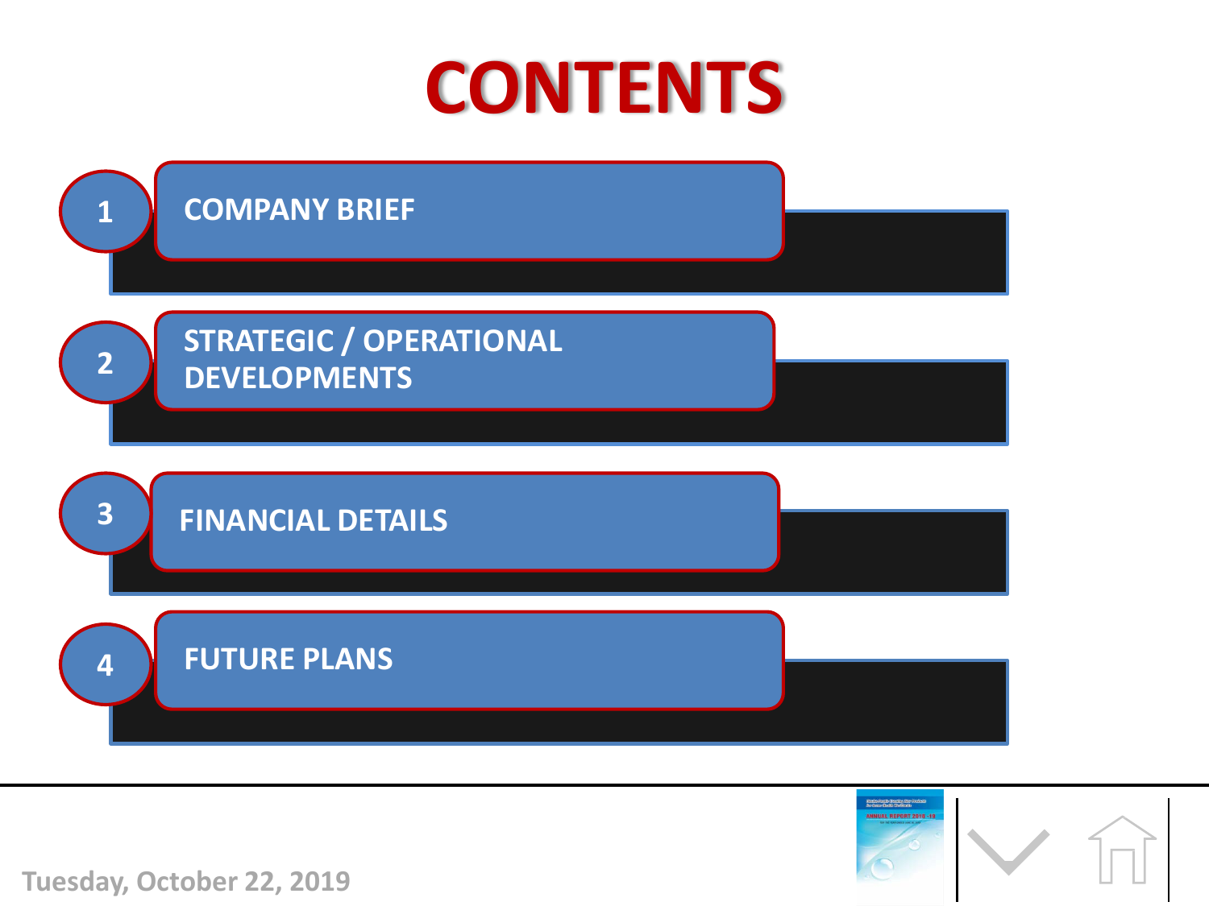# CONTENTS

1. COMPANY BRIEF
2. STRATEGIC / OPERATIONAL DEVELOPMENTS
3. FINANCIAL DETAILS
4. FUTURE PLANS

Tuesday, October 22, 2019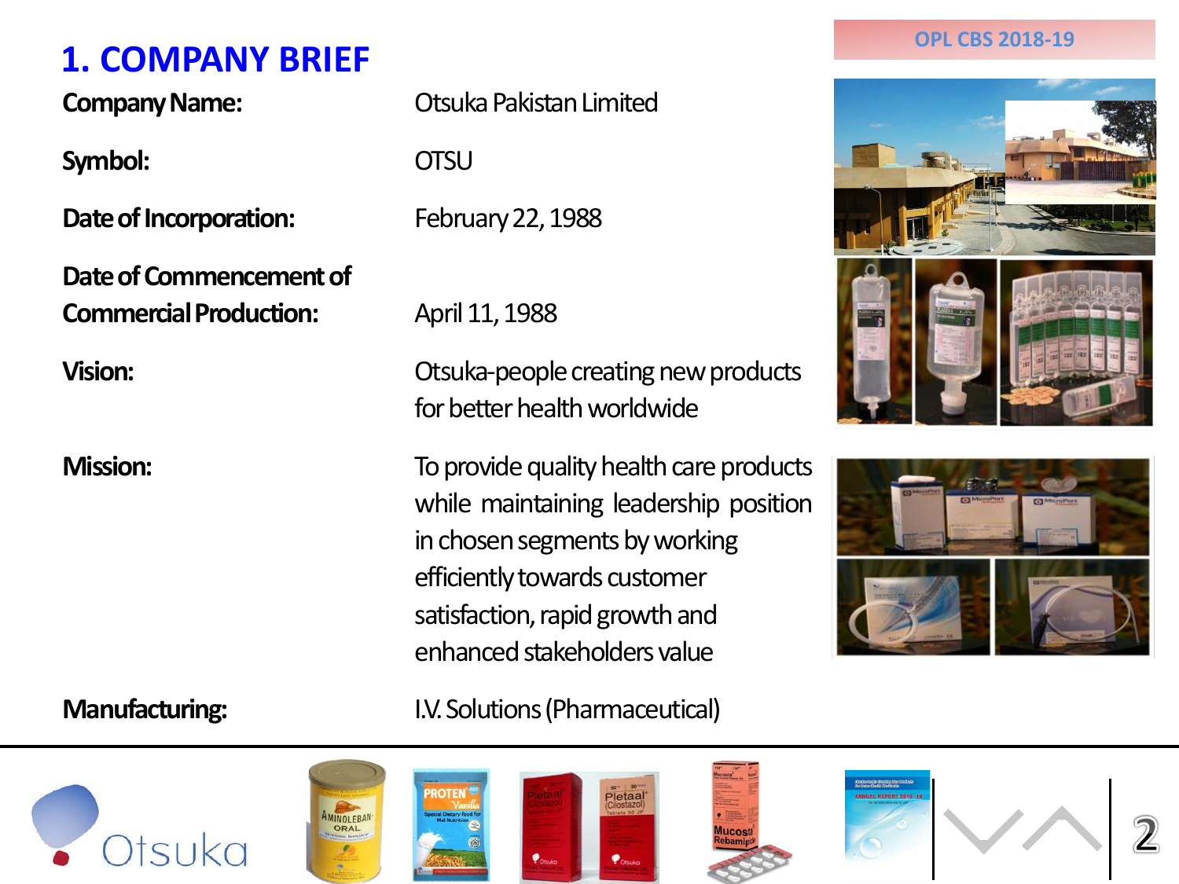# 1. COMPANY BRIEF

| | |
|---|---|
| **Company Name:** | Otsuka Pakistan Limited |
| **Symbol:** | OTSU |
| **Date of Incorporation:** | February 22, 1988 |
| **Date of Commencement of Commercial Production:** | April 11, 1988 |
| **Vision:** | Otsuka-people creating new products for better health worldwide |
| **Mission:** | To provide quality health care products while maintaining leadership position in chosen segments by working efficiently towards customer satisfaction, rapid growth and enhanced stakeholders value |
| **Manufacturing:** | I.V. Solutions (Pharmaceutical) |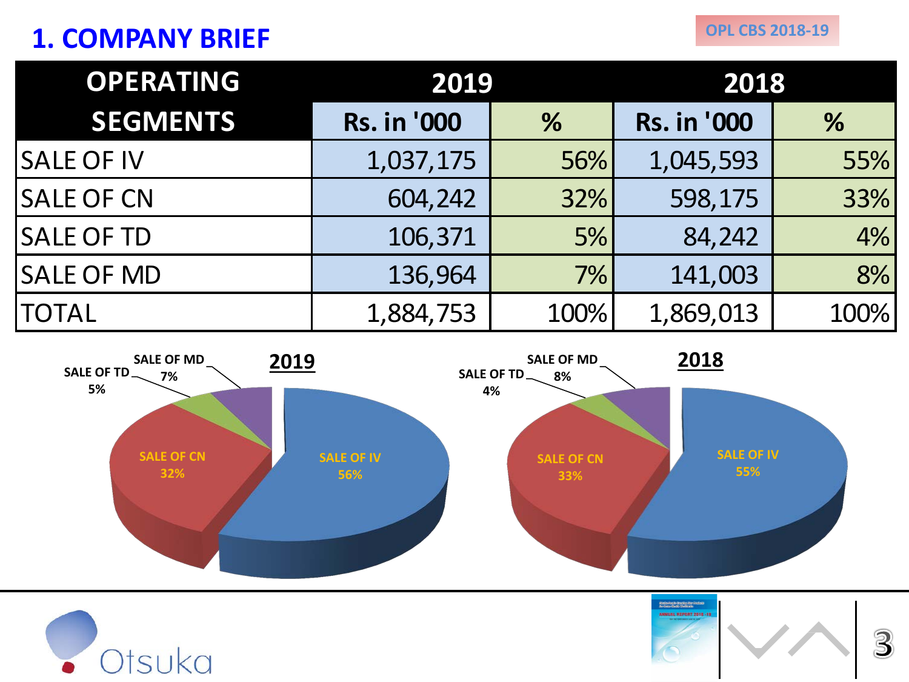# 1. COMPANY BRIEF

| OPERATING SEGMENTS | 2019 | | 2018 | |
|---|---|---|---|---|
| | Rs. in '000 | % | Rs. in '000 | % |
| SALE OF IV | 1,037,175 | 56% | 1,045,593 | 55% |
| SALE OF CN | 604,242 | 32% | 598,175 | 33% |
| SALE OF TD | 106,371 | 5% | 84,242 | 4% |
| SALE OF MD | 136,964 | 7% | 141,003 | 8% |
| TOTAL | 1,884,753 | 100% | 1,869,013 | 100% |

**2019**

- SALE OF IV 56%
- SALE OF CN 32%
- SALE OF TD 5%
- SALE OF MD 7%

**2018**

- SALE OF IV 55%
- SALE OF CN 33%
- SALE OF TD 4%
- SALE OF MD 8%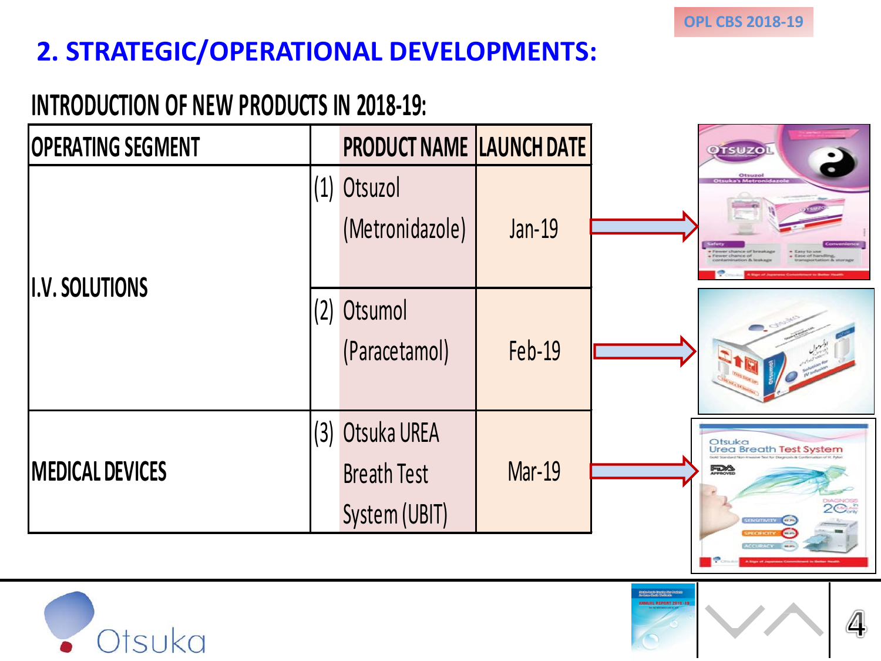## 2. STRATEGIC/OPERATIONAL DEVELOPMENTS:

### INTRODUCTION OF NEW PRODUCTS IN 2018-19:

| OPERATING SEGMENT | | PRODUCT NAME | LAUNCH DATE |
|---|---|---|---|
| I.V. SOLUTIONS | (1) | Otsuzol (Metronidazole) | Jan-19 |
| | (2) | Otsumol (Paracetamol) | Feb-19 |
| MEDICAL DEVICES | (3) | Otsuka UREA Breath Test System (UBIT) | Mar-19 |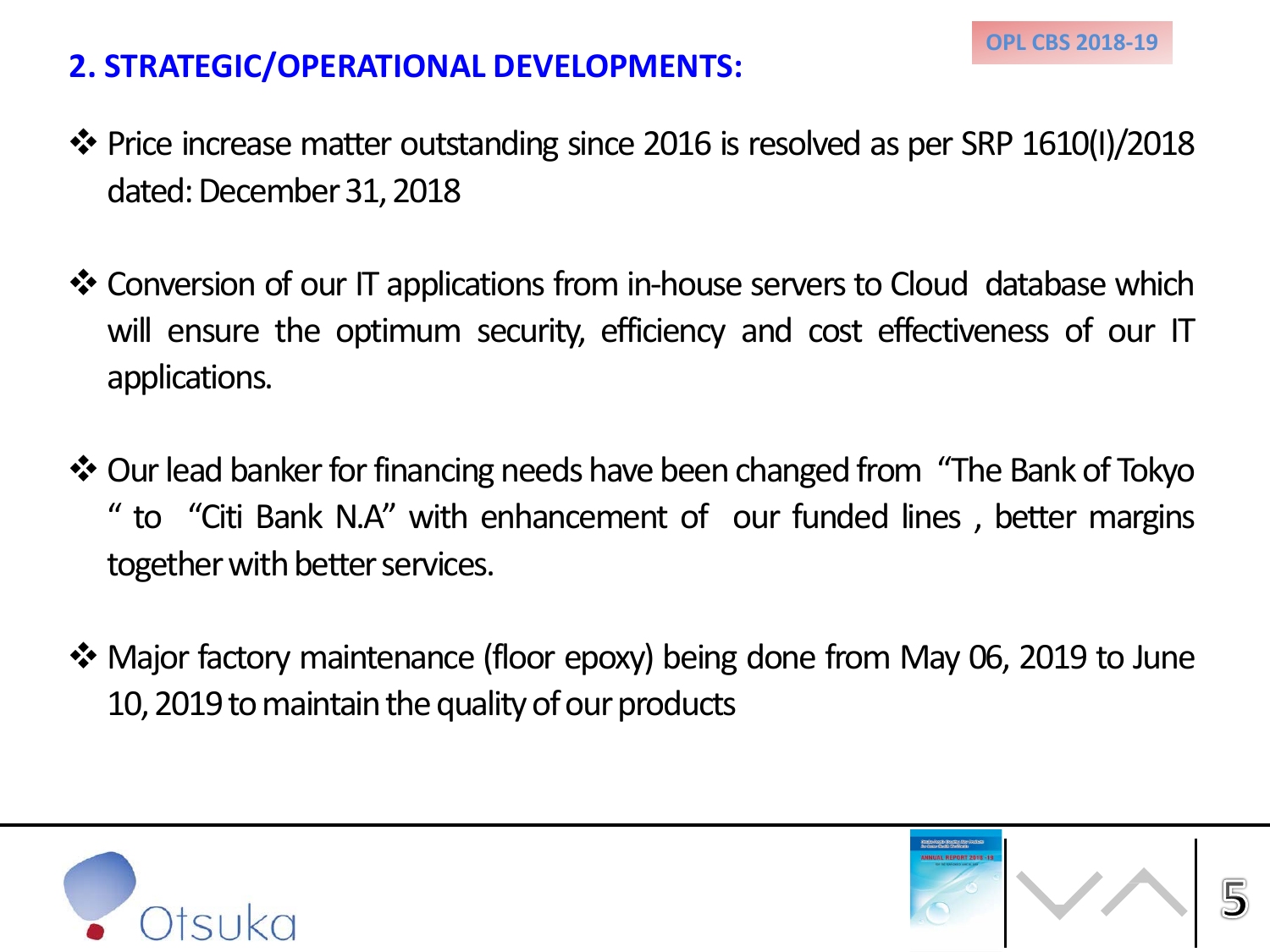## 2. STRATEGIC/OPERATIONAL DEVELOPMENTS:

- Price increase matter outstanding since 2016 is resolved as per SRP 1610(I)/2018 dated: December 31, 2018
- Conversion of our IT applications from in-house servers to Cloud database which will ensure the optimum security, efficiency and cost effectiveness of our IT applications.
- Our lead banker for financing needs have been changed from "The Bank of Tokyo " to "Citi Bank N.A" with enhancement of our funded lines , better margins together with better services.
- Major factory maintenance (floor epoxy) being done from May 06, 2019 to June 10, 2019 to maintain the quality of our products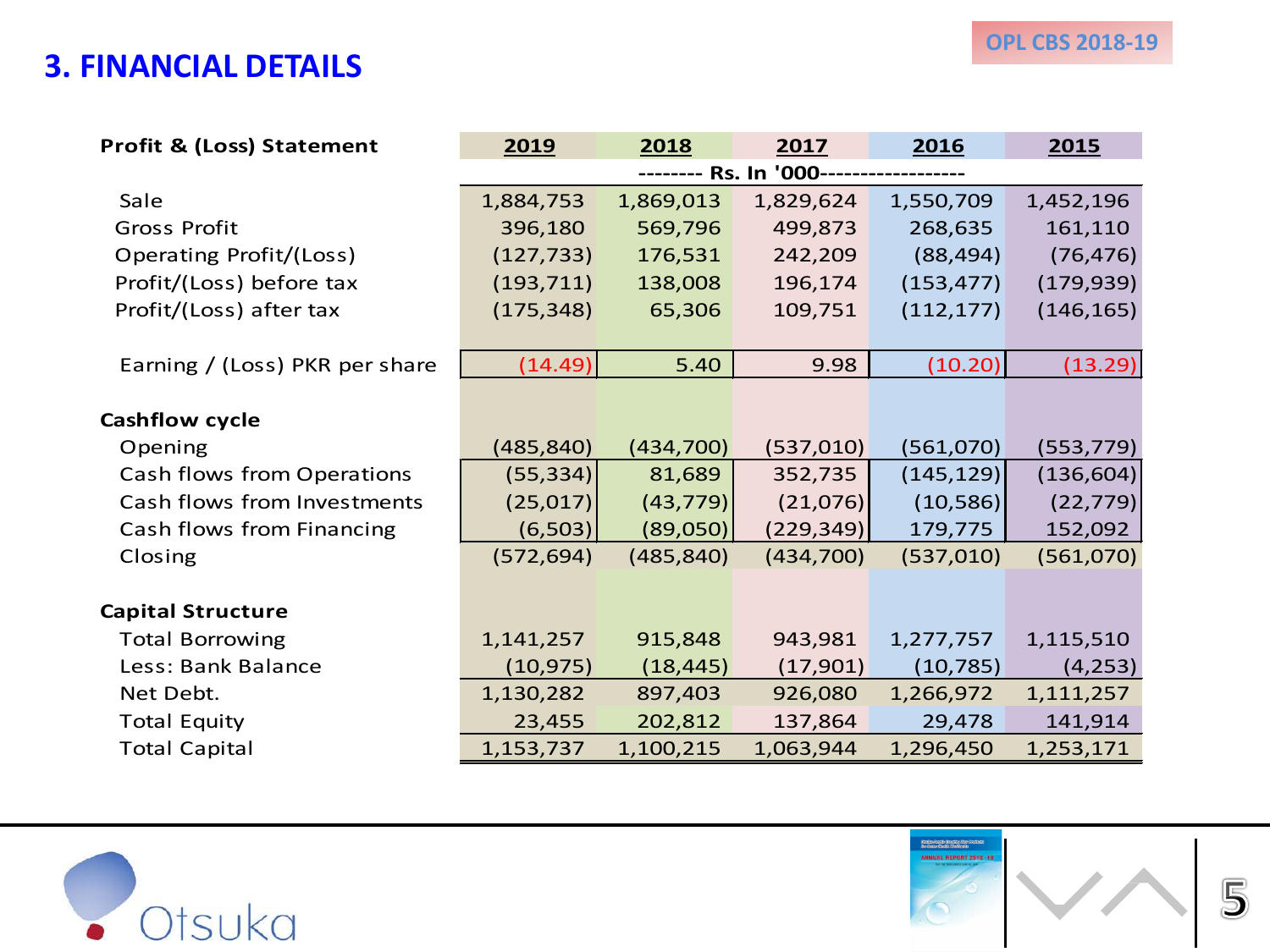# 3. FINANCIAL DETAILS

OPL CBS 2018-19

| Profit & (Loss) Statement | 2019 | 2018 | 2017 | 2016 | 2015 |
|---|---|---|---|---|---|
| | -------- Rs. In '000------------------ | | | | |
| Sale | 1,884,753 | 1,869,013 | 1,829,624 | 1,550,709 | 1,452,196 |
| Gross Profit | 396,180 | 569,796 | 499,873 | 268,635 | 161,110 |
| Operating Profit/(Loss) | (127,733) | 176,531 | 242,209 | (88,494) | (76,476) |
| Profit/(Loss) before tax | (193,711) | 138,008 | 196,174 | (153,477) | (179,939) |
| Profit/(Loss) after tax | (175,348) | 65,306 | 109,751 | (112,177) | (146,165) |
| Earning / (Loss) PKR per share | (14.49) | 5.40 | 9.98 | (10.20) | (13.29) |
| **Cashflow cycle** | | | | | |
| Opening | (485,840) | (434,700) | (537,010) | (561,070) | (553,779) |
| Cash flows from Operations | (55,334) | 81,689 | 352,735 | (145,129) | (136,604) |
| Cash flows from Investments | (25,017) | (43,779) | (21,076) | (10,586) | (22,779) |
| Cash flows from Financing | (6,503) | (89,050) | (229,349) | 179,775 | 152,092 |
| Closing | (572,694) | (485,840) | (434,700) | (537,010) | (561,070) |
| **Capital Structure** | | | | | |
| Total Borrowing | 1,141,257 | 915,848 | 943,981 | 1,277,757 | 1,115,510 |
| Less: Bank Balance | (10,975) | (18,445) | (17,901) | (10,785) | (4,253) |
| Net Debt. | 1,130,282 | 897,403 | 926,080 | 1,266,972 | 1,111,257 |
| Total Equity | 23,455 | 202,812 | 137,864 | 29,478 | 141,914 |
| Total Capital | 1,153,737 | 1,100,215 | 1,063,944 | 1,296,450 | 1,253,171 |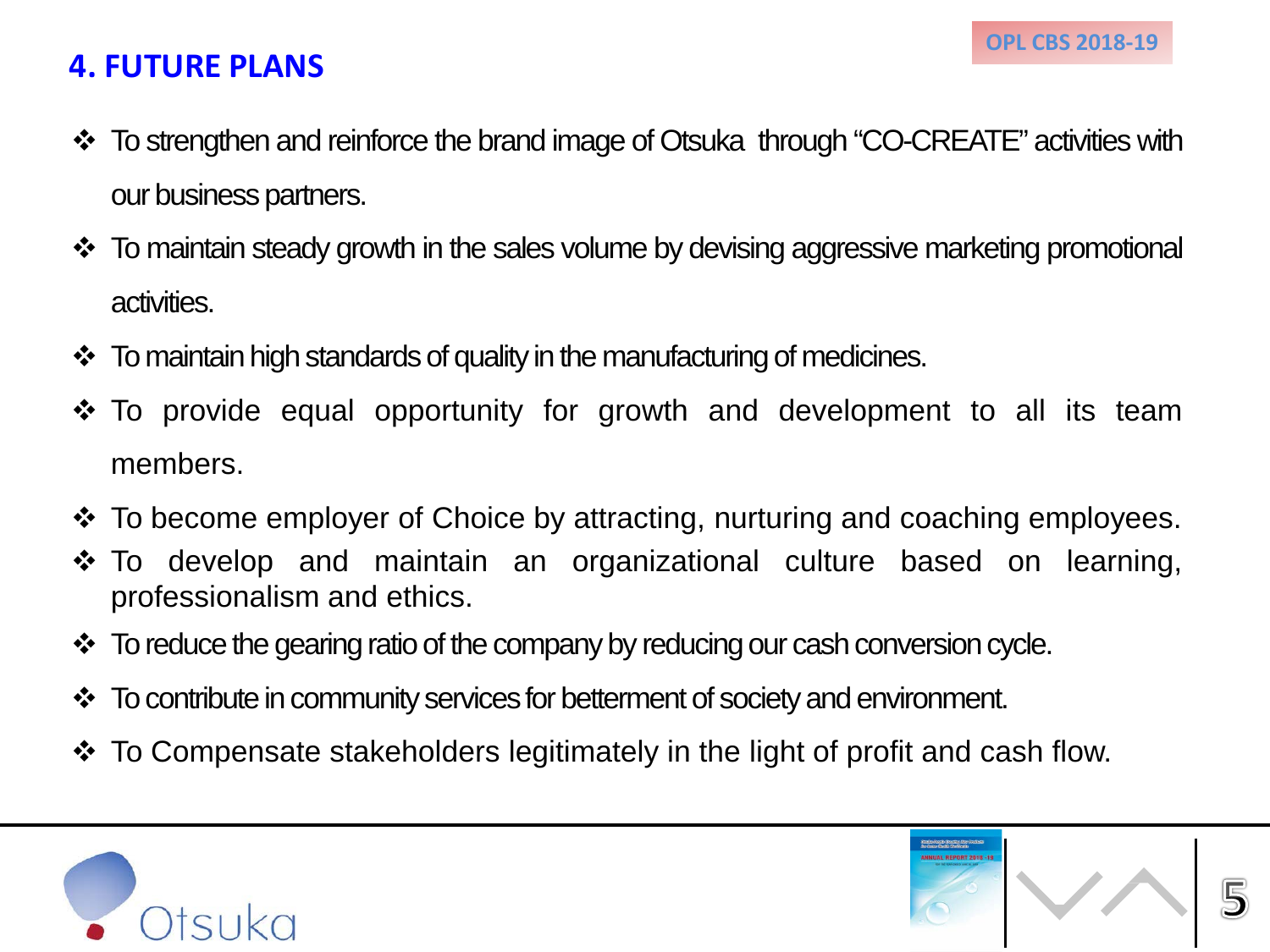## 4. FUTURE PLANS

- To strengthen and reinforce the brand image of Otsuka through "CO-CREATE" activities with our business partners.
- To maintain steady growth in the sales volume by devising aggressive marketing promotional activities.
- To maintain high standards of quality in the manufacturing of medicines.
- To provide equal opportunity for growth and development to all its team members.
- To become employer of Choice by attracting, nurturing and coaching employees.
- To develop and maintain an organizational culture based on learning, professionalism and ethics.
- To reduce the gearing ratio of the company by reducing our cash conversion cycle.
- To contribute in community services for betterment of society and environment.
- To Compensate stakeholders legitimately in the light of profit and cash flow.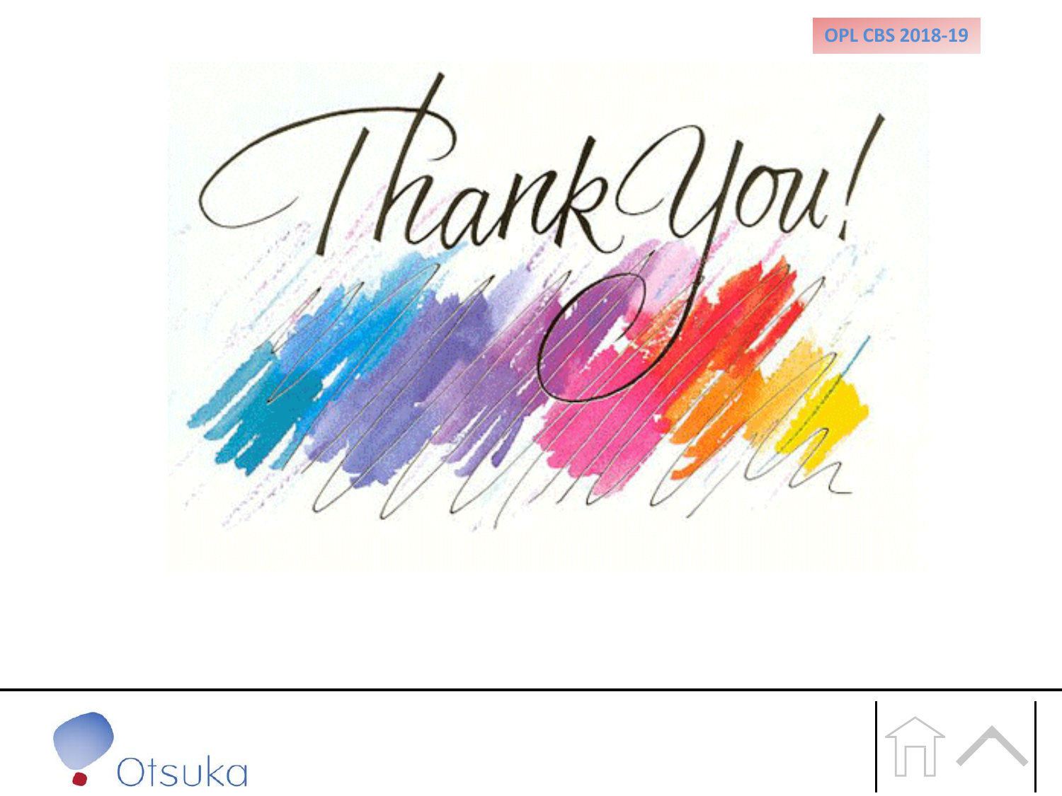OPL CBS 2018-19

Thank You!